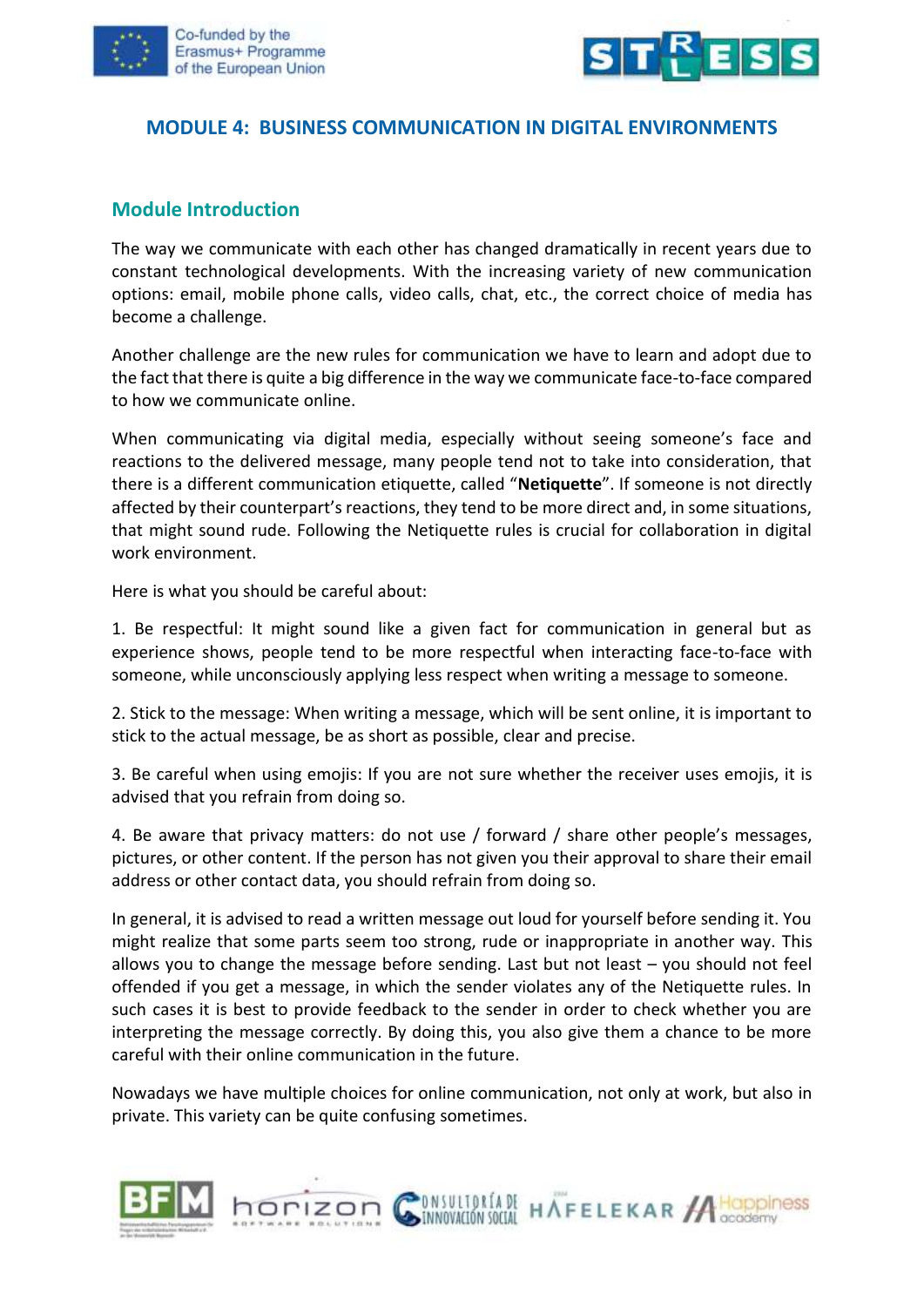# MODULE 4: BUSINESS COMMUNICATION IN DIGITAL ENVIRONMENTS

## Module Introduction

The way we communicate with each other has changed dramatically in recent years due to constant technological developments. With the increasing variety of new communication options: email, mobile phone calls, video calls, chat, etc., the correct choice of media has become a challenge.

Another challenge are the new rules for communication we have to learn and adopt due to the fact that there is quite a big difference in the way we communicate face-to-face compared to how we communicate online.

When communicating via digital media, especially without seeing someone's face and reactions to the delivered message, many people tend not to take into consideration, that there is a different communication etiquette, called "**Netiquette**". If someone is not directly affected by their counterpart's reactions, they tend to be more direct and, in some situations, that might sound rude. Following the Netiquette rules is crucial for collaboration in digital work environment.

Here is what you should be careful about:

1. Be respectful: It might sound like a given fact for communication in general but as experience shows, people tend to be more respectful when interacting face-to-face with someone, while unconsciously applying less respect when writing a message to someone.

2. Stick to the message: When writing a message, which will be sent online, it is important to stick to the actual message, be as short as possible, clear and precise.

3. Be careful when using emojis: If you are not sure whether the receiver uses emojis, it is advised that you refrain from doing so.

4. Be aware that privacy matters: do not use / forward / share other people's messages, pictures, or other content. If the person has not given you their approval to share their email address or other contact data, you should refrain from doing so.

In general, it is advised to read a written message out loud for yourself before sending it. You might realize that some parts seem too strong, rude or inappropriate in another way. This allows you to change the message before sending. Last but not least – you should not feel offended if you get a message, in which the sender violates any of the Netiquette rules. In such cases it is best to provide feedback to the sender in order to check whether you are interpreting the message correctly. By doing this, you also give them a chance to be more careful with their online communication in the future.

Nowadays we have multiple choices for online communication, not only at work, but also in private. This variety can be quite confusing sometimes.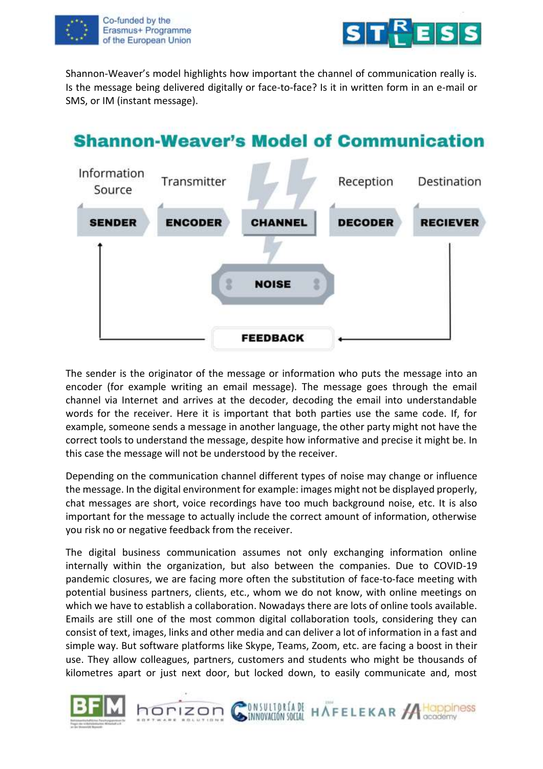Shannon-Weaver's model highlights how important the channel of communication really is. Is the message being delivered digitally or face-to-face? Is it in written form in an e-mail or SMS, or IM (instant message).

## Shannon-Weaver's Model of Communication

| Information Source | Transmitter | | Reception | Destination |
|---|---|---|---|---|
| **SENDER** | **ENCODER** | **CHANNEL** | **DECODER** | **RECIEVER** |

**NOISE**

**FEEDBACK**

The sender is the originator of the message or information who puts the message into an encoder (for example writing an email message). The message goes through the email channel via Internet and arrives at the decoder, decoding the email into understandable words for the receiver. Here it is important that both parties use the same code. If, for example, someone sends a message in another language, the other party might not have the correct tools to understand the message, despite how informative and precise it might be. In this case the message will not be understood by the receiver.

Depending on the communication channel different types of noise may change or influence the message. In the digital environment for example: images might not be displayed properly, chat messages are short, voice recordings have too much background noise, etc. It is also important for the message to actually include the correct amount of information, otherwise you risk no or negative feedback from the receiver.

The digital business communication assumes not only exchanging information online internally within the organization, but also between the companies. Due to COVID-19 pandemic closures, we are facing more often the substitution of face-to-face meeting with potential business partners, clients, etc., whom we do not know, with online meetings on which we have to establish a collaboration. Nowadays there are lots of online tools available. Emails are still one of the most common digital collaboration tools, considering they can consist of text, images, links and other media and can deliver a lot of information in a fast and simple way. But software platforms like Skype, Teams, Zoom, etc. are facing a boost in their use. They allow colleagues, partners, customers and students who might be thousands of kilometres apart or just next door, but locked down, to easily communicate and, most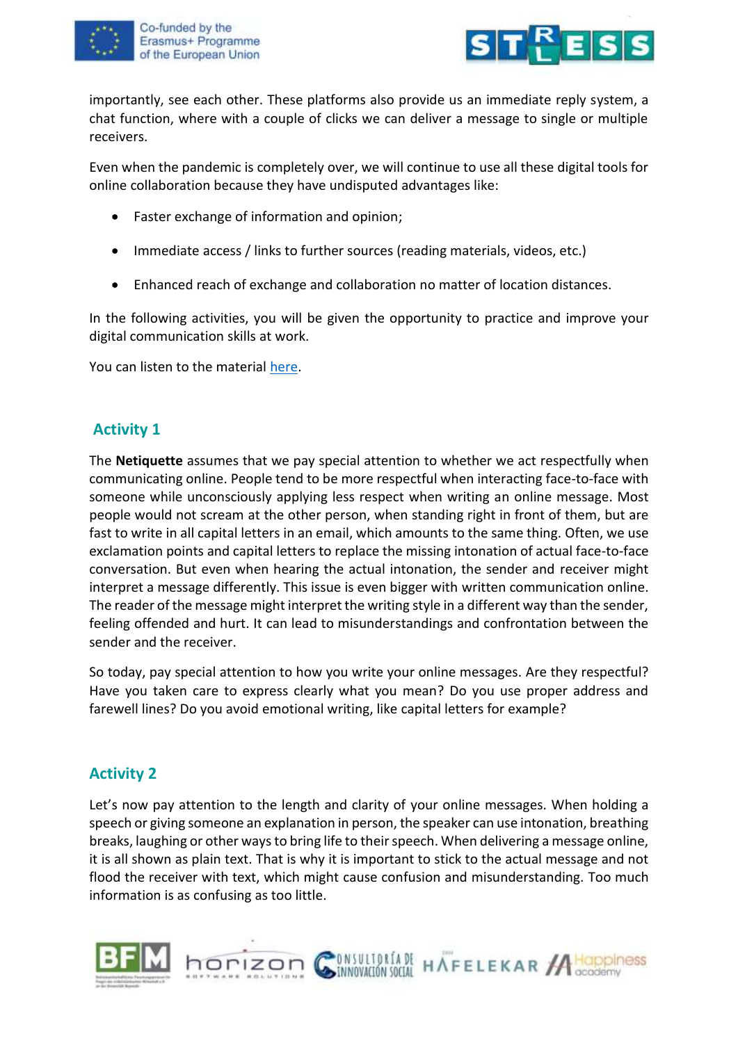importantly, see each other. These platforms also provide us an immediate reply system, a chat function, where with a couple of clicks we can deliver a message to single or multiple receivers.

Even when the pandemic is completely over, we will continue to use all these digital tools for online collaboration because they have undisputed advantages like:

- Faster exchange of information and opinion;
- Immediate access / links to further sources (reading materials, videos, etc.)
- Enhanced reach of exchange and collaboration no matter of location distances.

In the following activities, you will be given the opportunity to practice and improve your digital communication skills at work.

You can listen to the material here.

## Activity 1

The **Netiquette** assumes that we pay special attention to whether we act respectfully when communicating online. People tend to be more respectful when interacting face-to-face with someone while unconsciously applying less respect when writing an online message. Most people would not scream at the other person, when standing right in front of them, but are fast to write in all capital letters in an email, which amounts to the same thing. Often, we use exclamation points and capital letters to replace the missing intonation of actual face-to-face conversation. But even when hearing the actual intonation, the sender and receiver might interpret a message differently. This issue is even bigger with written communication online. The reader of the message might interpret the writing style in a different way than the sender, feeling offended and hurt. It can lead to misunderstandings and confrontation between the sender and the receiver.

So today, pay special attention to how you write your online messages. Are they respectful? Have you taken care to express clearly what you mean? Do you use proper address and farewell lines? Do you avoid emotional writing, like capital letters for example?

## Activity 2

Let's now pay attention to the length and clarity of your online messages. When holding a speech or giving someone an explanation in person, the speaker can use intonation, breathing breaks, laughing or other ways to bring life to their speech. When delivering a message online, it is all shown as plain text. That is why it is important to stick to the actual message and not flood the receiver with text, which might cause confusion and misunderstanding. Too much information is as confusing as too little.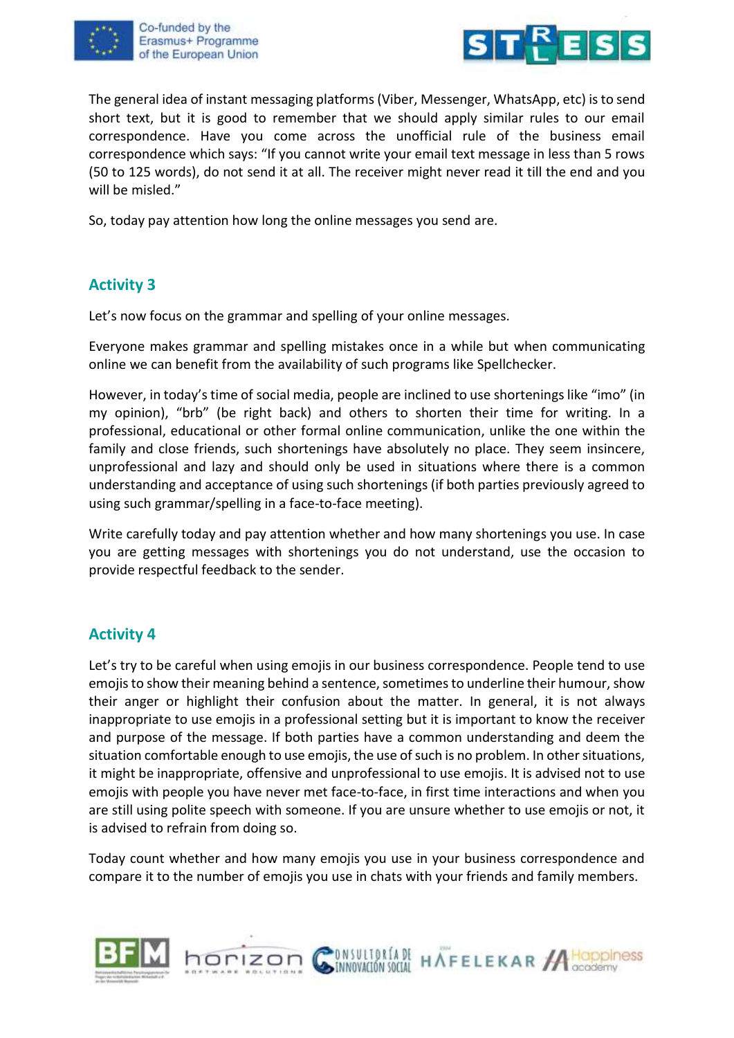The general idea of instant messaging platforms (Viber, Messenger, WhatsApp, etc) is to send short text, but it is good to remember that we should apply similar rules to our email correspondence. Have you come across the unofficial rule of the business email correspondence which says: "If you cannot write your email text message in less than 5 rows (50 to 125 words), do not send it at all. The receiver might never read it till the end and you will be misled."

So, today pay attention how long the online messages you send are.

## Activity 3

Let's now focus on the grammar and spelling of your online messages.

Everyone makes grammar and spelling mistakes once in a while but when communicating online we can benefit from the availability of such programs like Spellchecker.

However, in today's time of social media, people are inclined to use shortenings like "imo" (in my opinion), "brb" (be right back) and others to shorten their time for writing. In a professional, educational or other formal online communication, unlike the one within the family and close friends, such shortenings have absolutely no place. They seem insincere, unprofessional and lazy and should only be used in situations where there is a common understanding and acceptance of using such shortenings (if both parties previously agreed to using such grammar/spelling in a face-to-face meeting).

Write carefully today and pay attention whether and how many shortenings you use. In case you are getting messages with shortenings you do not understand, use the occasion to provide respectful feedback to the sender.

## Activity 4

Let's try to be careful when using emojis in our business correspondence. People tend to use emojis to show their meaning behind a sentence, sometimes to underline their humour, show their anger or highlight their confusion about the matter. In general, it is not always inappropriate to use emojis in a professional setting but it is important to know the receiver and purpose of the message. If both parties have a common understanding and deem the situation comfortable enough to use emojis, the use of such is no problem. In other situations, it might be inappropriate, offensive and unprofessional to use emojis. It is advised not to use emojis with people you have never met face-to-face, in first time interactions and when you are still using polite speech with someone. If you are unsure whether to use emojis or not, it is advised to refrain from doing so.

Today count whether and how many emojis you use in your business correspondence and compare it to the number of emojis you use in chats with your friends and family members.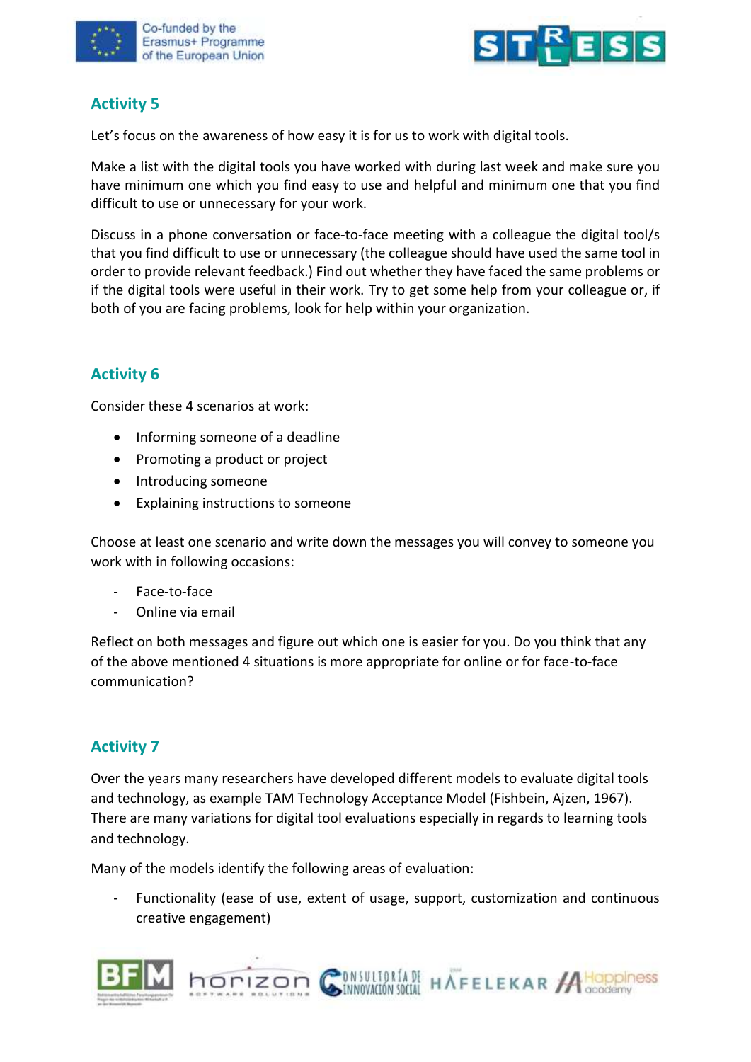## Activity 5

Let's focus on the awareness of how easy it is for us to work with digital tools.

Make a list with the digital tools you have worked with during last week and make sure you have minimum one which you find easy to use and helpful and minimum one that you find difficult to use or unnecessary for your work.

Discuss in a phone conversation or face-to-face meeting with a colleague the digital tool/s that you find difficult to use or unnecessary (the colleague should have used the same tool in order to provide relevant feedback.) Find out whether they have faced the same problems or if the digital tools were useful in their work. Try to get some help from your colleague or, if both of you are facing problems, look for help within your organization.

## Activity 6

Consider these 4 scenarios at work:

- Informing someone of a deadline
- Promoting a product or project
- Introducing someone
- Explaining instructions to someone

Choose at least one scenario and write down the messages you will convey to someone you work with in following occasions:

- Face-to-face
- Online via email

Reflect on both messages and figure out which one is easier for you. Do you think that any of the above mentioned 4 situations is more appropriate for online or for face-to-face communication?

## Activity 7

Over the years many researchers have developed different models to evaluate digital tools and technology, as example TAM Technology Acceptance Model (Fishbein, Ajzen, 1967). There are many variations for digital tool evaluations especially in regards to learning tools and technology.

Many of the models identify the following areas of evaluation:

- Functionality (ease of use, extent of usage, support, customization and continuous creative engagement)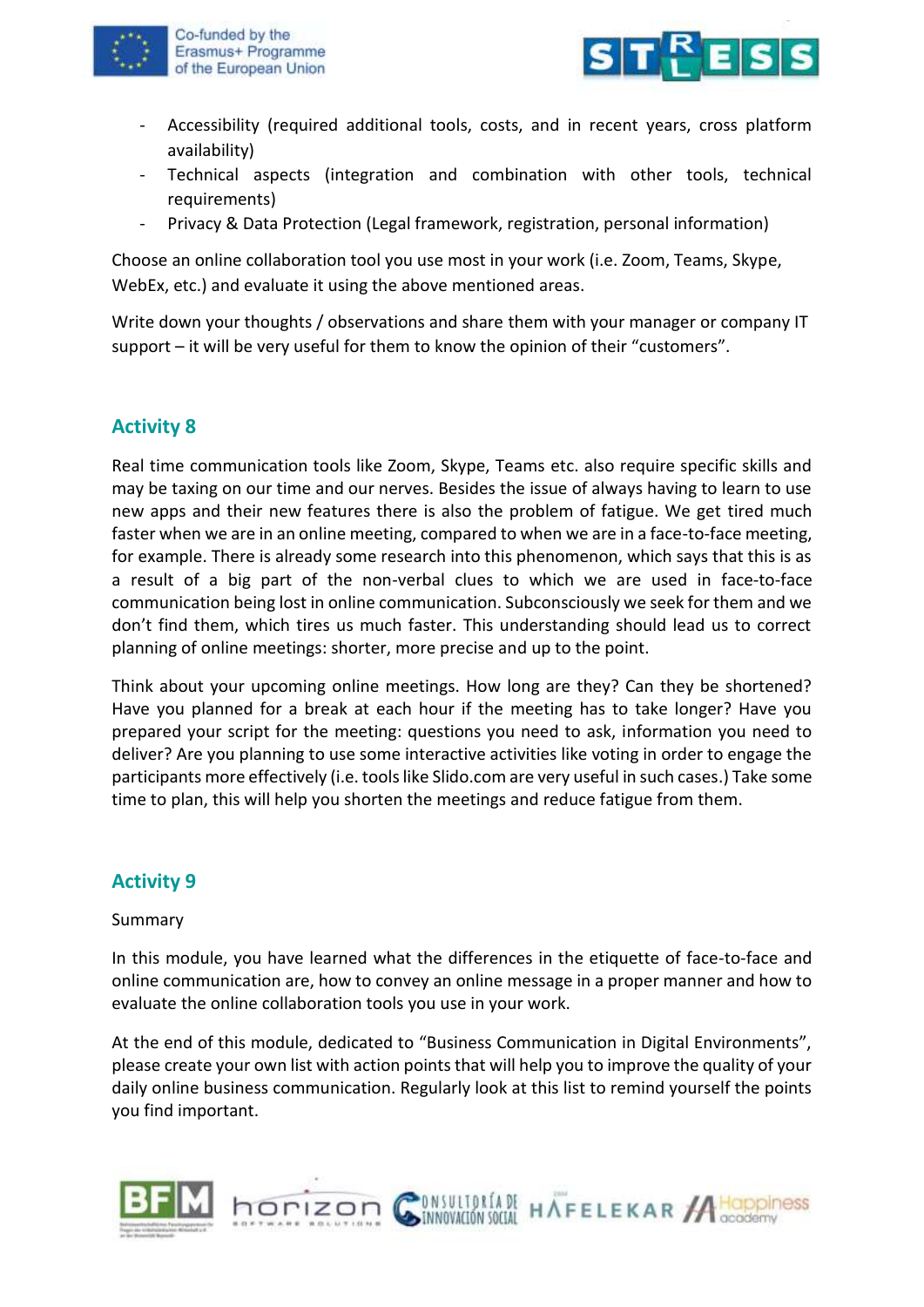- Accessibility (required additional tools, costs, and in recent years, cross platform availability)
- Technical aspects (integration and combination with other tools, technical requirements)
- Privacy & Data Protection (Legal framework, registration, personal information)

Choose an online collaboration tool you use most in your work (i.e. Zoom, Teams, Skype, WebEx, etc.) and evaluate it using the above mentioned areas.

Write down your thoughts / observations and share them with your manager or company IT support – it will be very useful for them to know the opinion of their "customers".

## Activity 8

Real time communication tools like Zoom, Skype, Teams etc. also require specific skills and may be taxing on our time and our nerves. Besides the issue of always having to learn to use new apps and their new features there is also the problem of fatigue. We get tired much faster when we are in an online meeting, compared to when we are in a face-to-face meeting, for example. There is already some research into this phenomenon, which says that this is as a result of a big part of the non-verbal clues to which we are used in face-to-face communication being lost in online communication. Subconsciously we seek for them and we don't find them, which tires us much faster. This understanding should lead us to correct planning of online meetings: shorter, more precise and up to the point.

Think about your upcoming online meetings. How long are they? Can they be shortened? Have you planned for a break at each hour if the meeting has to take longer? Have you prepared your script for the meeting: questions you need to ask, information you need to deliver? Are you planning to use some interactive activities like voting in order to engage the participants more effectively (i.e. tools like Slido.com are very useful in such cases.) Take some time to plan, this will help you shorten the meetings and reduce fatigue from them.

## Activity 9

Summary

In this module, you have learned what the differences in the etiquette of face-to-face and online communication are, how to convey an online message in a proper manner and how to evaluate the online collaboration tools you use in your work.

At the end of this module, dedicated to "Business Communication in Digital Environments", please create your own list with action points that will help you to improve the quality of your daily online business communication. Regularly look at this list to remind yourself the points you find important.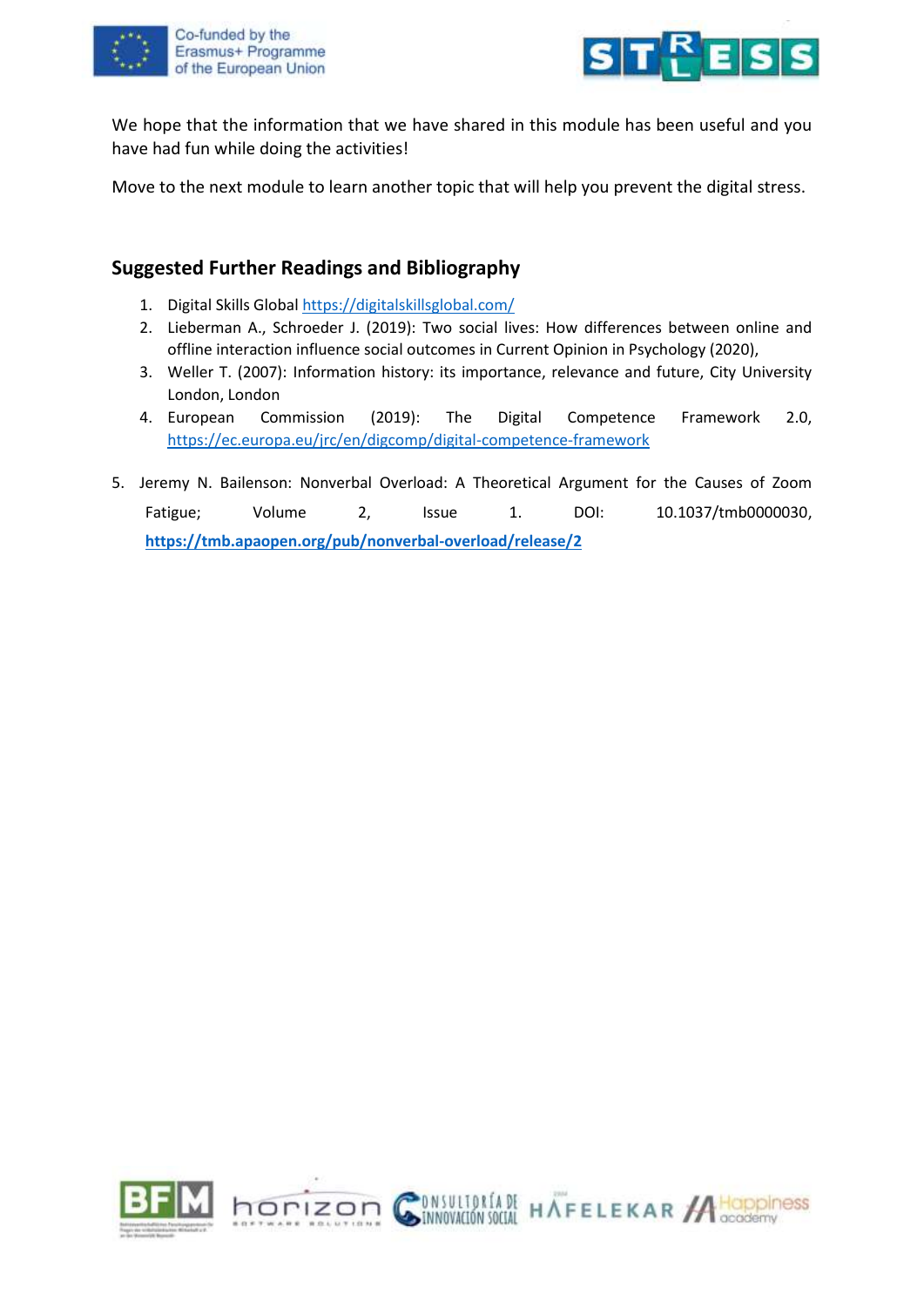We hope that the information that we have shared in this module has been useful and you have had fun while doing the activities!

Move to the next module to learn another topic that will help you prevent the digital stress.

## Suggested Further Readings and Bibliography

1. Digital Skills Global https://digitalskillsglobal.com/
2. Lieberman A., Schroeder J. (2019): Two social lives: How differences between online and offline interaction influence social outcomes in Current Opinion in Psychology (2020),
3. Weller T. (2007): Information history: its importance, relevance and future, City University London, London
4. European Commission (2019): The Digital Competence Framework 2.0, https://ec.europa.eu/jrc/en/digcomp/digital-competence-framework
5. Jeremy N. Bailenson: Nonverbal Overload: A Theoretical Argument for the Causes of Zoom Fatigue; Volume 2, Issue 1. DOI: 10.1037/tmb0000030, **https://tmb.apaopen.org/pub/nonverbal-overload/release/2**